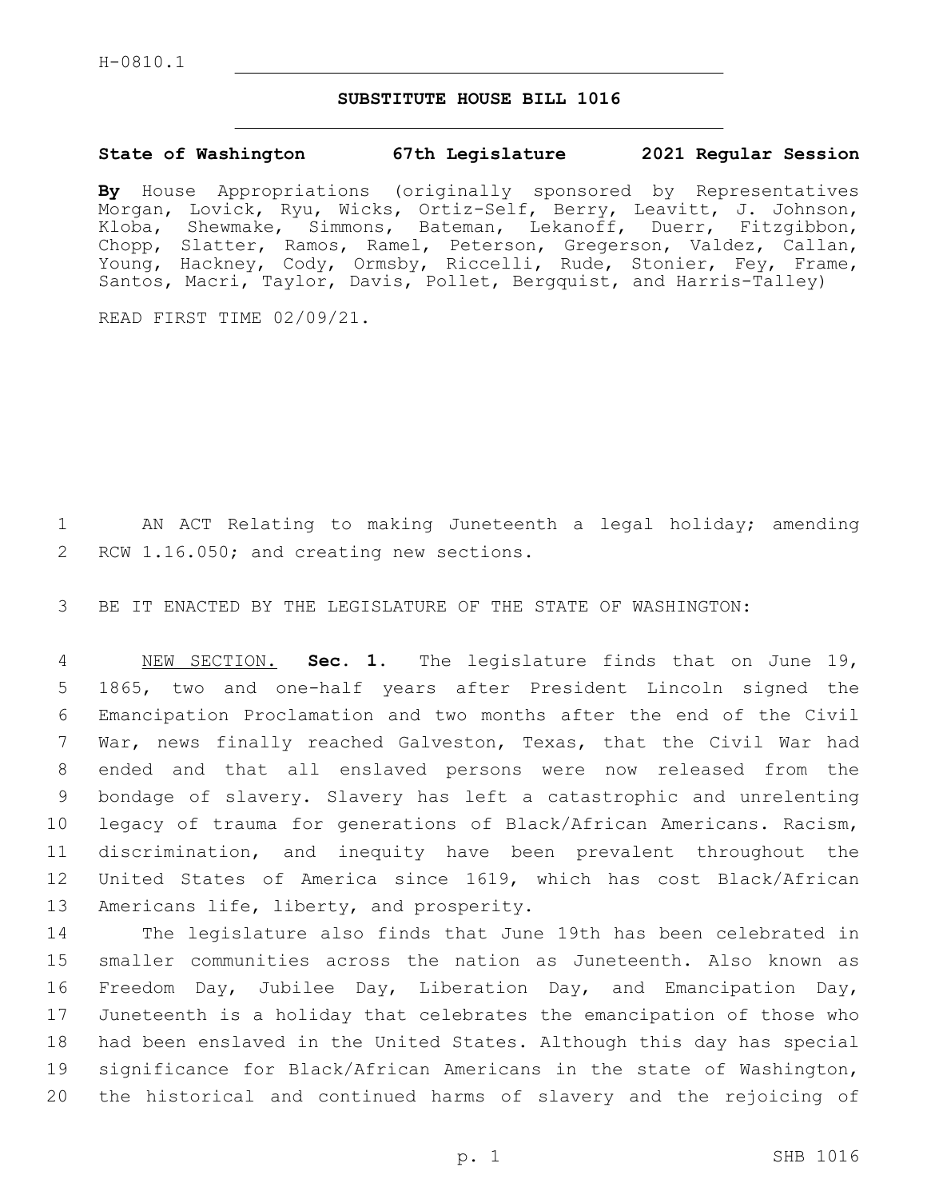H-0810.1

# SUBSTITUTE HOUSE BILL 1016

**State of Washington 67th Legislature 2021 Regular Session**

**By** House Appropriations (originally sponsored by Representatives Morgan, Lovick, Ryu, Wicks, Ortiz-Self, Berry, Leavitt, J. Johnson, Kloba, Shewmake, Simmons, Bateman, Lekanoff, Duerr, Fitzgibbon, Chopp, Slatter, Ramos, Ramel, Peterson, Gregerson, Valdez, Callan, Young, Hackney, Cody, Ormsby, Riccelli, Rude, Stonier, Fey, Frame, Santos, Macri, Taylor, Davis, Pollet, Bergquist, and Harris-Talley)

READ FIRST TIME 02/09/21.

AN ACT Relating to making Juneteenth a legal holiday; amending RCW 1.16.050; and creating new sections.

BE IT ENACTED BY THE LEGISLATURE OF THE STATE OF WASHINGTON:

NEW SECTION. **Sec. 1.** The legislature finds that on June 19, 1865, two and one-half years after President Lincoln signed the Emancipation Proclamation and two months after the end of the Civil War, news finally reached Galveston, Texas, that the Civil War had ended and that all enslaved persons were now released from the bondage of slavery. Slavery has left a catastrophic and unrelenting legacy of trauma for generations of Black/African Americans. Racism, discrimination, and inequity have been prevalent throughout the United States of America since 1619, which has cost Black/African Americans life, liberty, and prosperity.

The legislature also finds that June 19th has been celebrated in smaller communities across the nation as Juneteenth. Also known as Freedom Day, Jubilee Day, Liberation Day, and Emancipation Day, Juneteenth is a holiday that celebrates the emancipation of those who had been enslaved in the United States. Although this day has special significance for Black/African Americans in the state of Washington, the historical and continued harms of slavery and the rejoicing of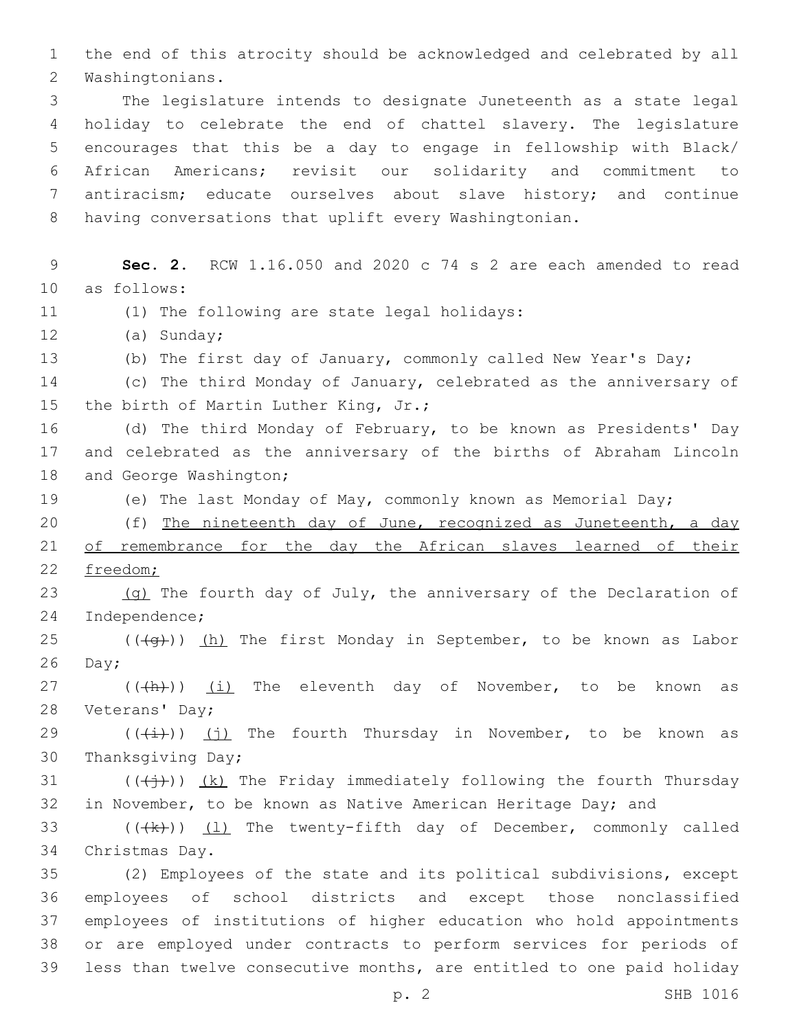the end of this atrocity should be acknowledged and celebrated by all Washingtonians.

The legislature intends to designate Juneteenth as a state legal holiday to celebrate the end of chattel slavery. The legislature encourages that this be a day to engage in fellowship with Black/African Americans; revisit our solidarity and commitment to antiracism; educate ourselves about slave history; and continue having conversations that uplift every Washingtonian.

**Sec. 2.** RCW 1.16.050 and 2020 c 74 s 2 are each amended to read as follows:

(1) The following are state legal holidays:

(a) Sunday;

(b) The first day of January, commonly called New Year's Day;

(c) The third Monday of January, celebrated as the anniversary of the birth of Martin Luther King, Jr.;

(d) The third Monday of February, to be known as Presidents' Day and celebrated as the anniversary of the births of Abraham Lincoln and George Washington;

(e) The last Monday of May, commonly known as Memorial Day;

(f) <u>The nineteenth day of June, recognized as Juneteenth, a day of remembrance for the day the African slaves learned of their freedom;</u>

<u>(g)</u> The fourth day of July, the anniversary of the Declaration of Independence;

(((~~g~~))) <u>(h)</u> The first Monday in September, to be known as Labor Day;

(((~~h~~))) <u>(i)</u> The eleventh day of November, to be known as Veterans' Day;

(((~~i~~))) <u>(j)</u> The fourth Thursday in November, to be known as Thanksgiving Day;

(((~~j~~))) <u>(k)</u> The Friday immediately following the fourth Thursday in November, to be known as Native American Heritage Day; and

(((~~k~~))) <u>(l)</u> The twenty-fifth day of December, commonly called Christmas Day.

(2) Employees of the state and its political subdivisions, except employees of school districts and except those nonclassified employees of institutions of higher education who hold appointments or are employed under contracts to perform services for periods of less than twelve consecutive months, are entitled to one paid holiday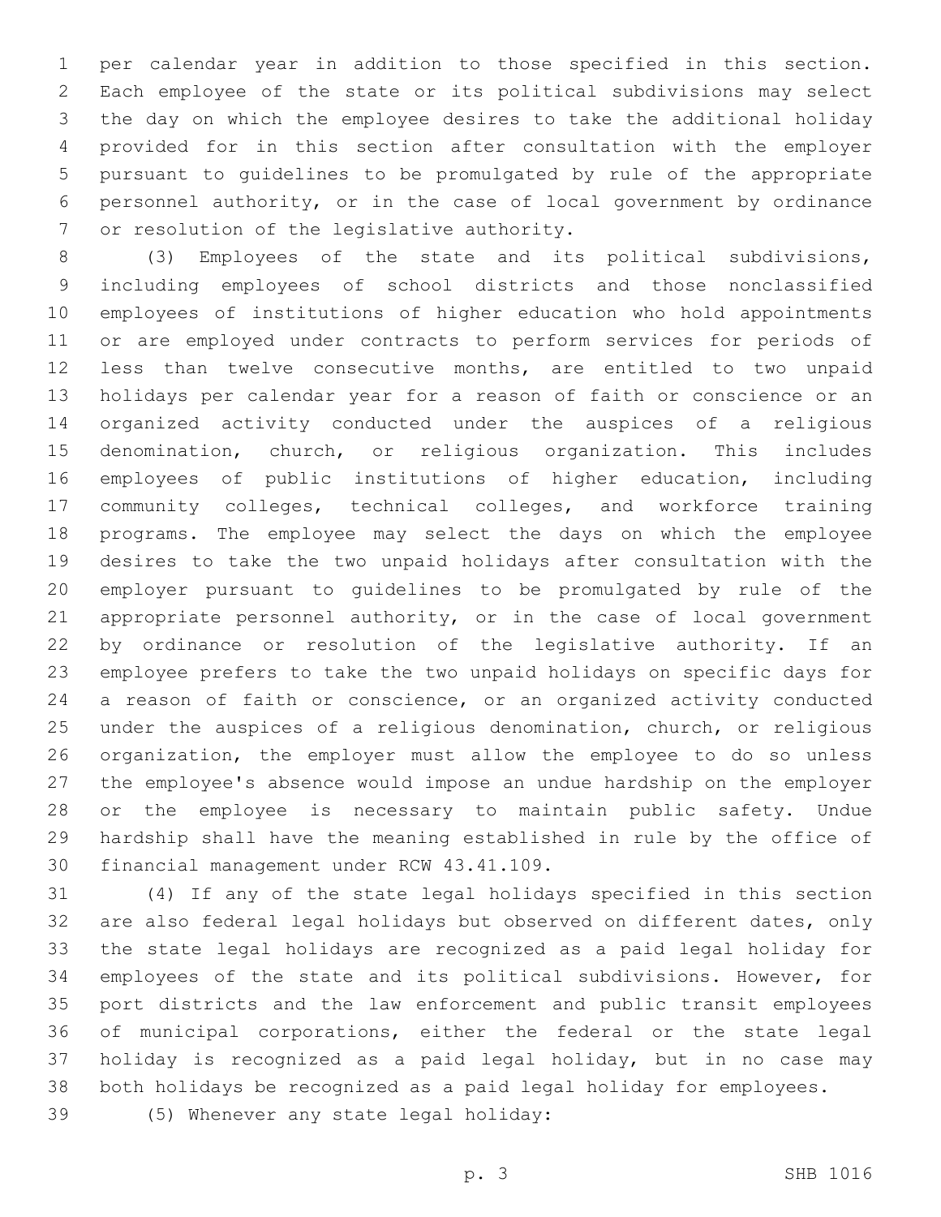per calendar year in addition to those specified in this section. Each employee of the state or its political subdivisions may select the day on which the employee desires to take the additional holiday provided for in this section after consultation with the employer pursuant to guidelines to be promulgated by rule of the appropriate personnel authority, or in the case of local government by ordinance or resolution of the legislative authority.

(3) Employees of the state and its political subdivisions, including employees of school districts and those nonclassified employees of institutions of higher education who hold appointments or are employed under contracts to perform services for periods of less than twelve consecutive months, are entitled to two unpaid holidays per calendar year for a reason of faith or conscience or an organized activity conducted under the auspices of a religious denomination, church, or religious organization. This includes employees of public institutions of higher education, including community colleges, technical colleges, and workforce training programs. The employee may select the days on which the employee desires to take the two unpaid holidays after consultation with the employer pursuant to guidelines to be promulgated by rule of the appropriate personnel authority, or in the case of local government by ordinance or resolution of the legislative authority. If an employee prefers to take the two unpaid holidays on specific days for a reason of faith or conscience, or an organized activity conducted under the auspices of a religious denomination, church, or religious organization, the employer must allow the employee to do so unless the employee's absence would impose an undue hardship on the employer or the employee is necessary to maintain public safety. Undue hardship shall have the meaning established in rule by the office of financial management under RCW 43.41.109.

(4) If any of the state legal holidays specified in this section are also federal legal holidays but observed on different dates, only the state legal holidays are recognized as a paid legal holiday for employees of the state and its political subdivisions. However, for port districts and the law enforcement and public transit employees of municipal corporations, either the federal or the state legal holiday is recognized as a paid legal holiday, but in no case may both holidays be recognized as a paid legal holiday for employees.

(5) Whenever any state legal holiday: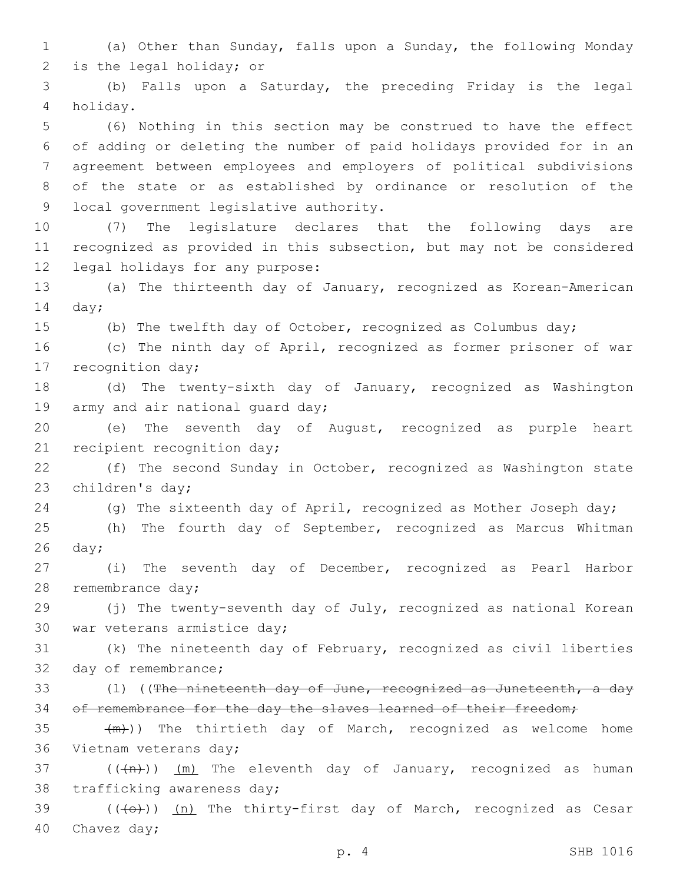(a) Other than Sunday, falls upon a Sunday, the following Monday is the legal holiday; or

(b) Falls upon a Saturday, the preceding Friday is the legal holiday.

(6) Nothing in this section may be construed to have the effect of adding or deleting the number of paid holidays provided for in an agreement between employees and employers of political subdivisions of the state or as established by ordinance or resolution of the local government legislative authority.

(7) The legislature declares that the following days are recognized as provided in this subsection, but may not be considered legal holidays for any purpose:

(a) The thirteenth day of January, recognized as Korean-American day;

(b) The twelfth day of October, recognized as Columbus day;

(c) The ninth day of April, recognized as former prisoner of war recognition day;

(d) The twenty-sixth day of January, recognized as Washington army and air national guard day;

(e) The seventh day of August, recognized as purple heart recipient recognition day;

(f) The second Sunday in October, recognized as Washington state children's day;

(g) The sixteenth day of April, recognized as Mother Joseph day;

(h) The fourth day of September, recognized as Marcus Whitman day;

(i) The seventh day of December, recognized as Pearl Harbor remembrance day;

(j) The twenty-seventh day of July, recognized as national Korean war veterans armistice day;

(k) The nineteenth day of February, recognized as civil liberties day of remembrance;

(l) ((~~The nineteenth day of June, recognized as Juneteenth, a day of remembrance for the day the slaves learned of their freedom;~~

~~(m)~~)) The thirtieth day of March, recognized as welcome home Vietnam veterans day;

((~~(n)~~)) (m) The eleventh day of January, recognized as human trafficking awareness day;

((~~(o)~~)) (n) The thirty-first day of March, recognized as Cesar Chavez day;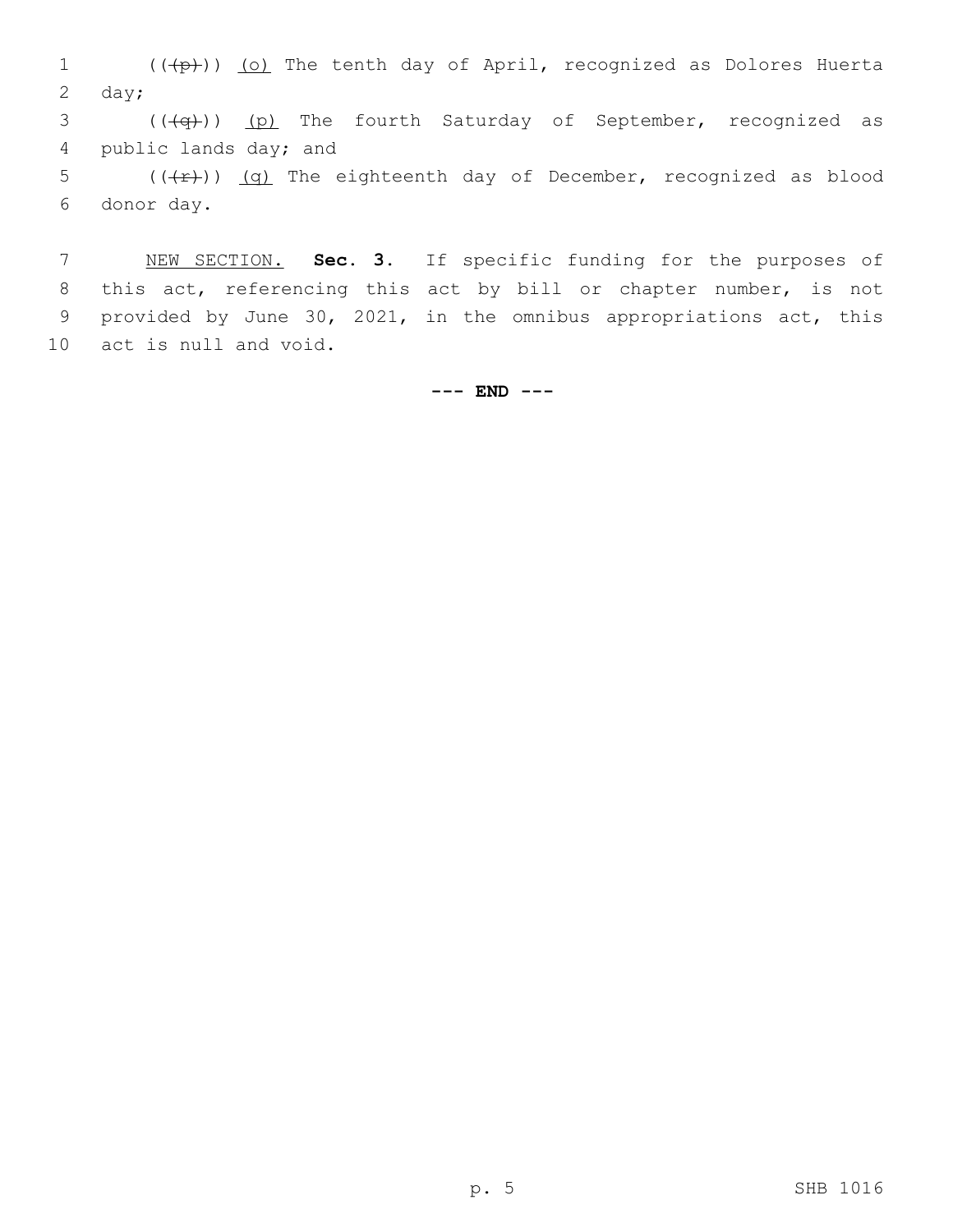((~~(p)~~)) <u>(o)</u> The tenth day of April, recognized as Dolores Huerta day;

((~~(q)~~)) <u>(p)</u> The fourth Saturday of September, recognized as public lands day; and

((~~(r)~~)) <u>(q)</u> The eighteenth day of December, recognized as blood donor day.

<u>NEW SECTION.</u> **Sec. 3.** If specific funding for the purposes of this act, referencing this act by bill or chapter number, is not provided by June 30, 2021, in the omnibus appropriations act, this act is null and void.

**--- END ---**